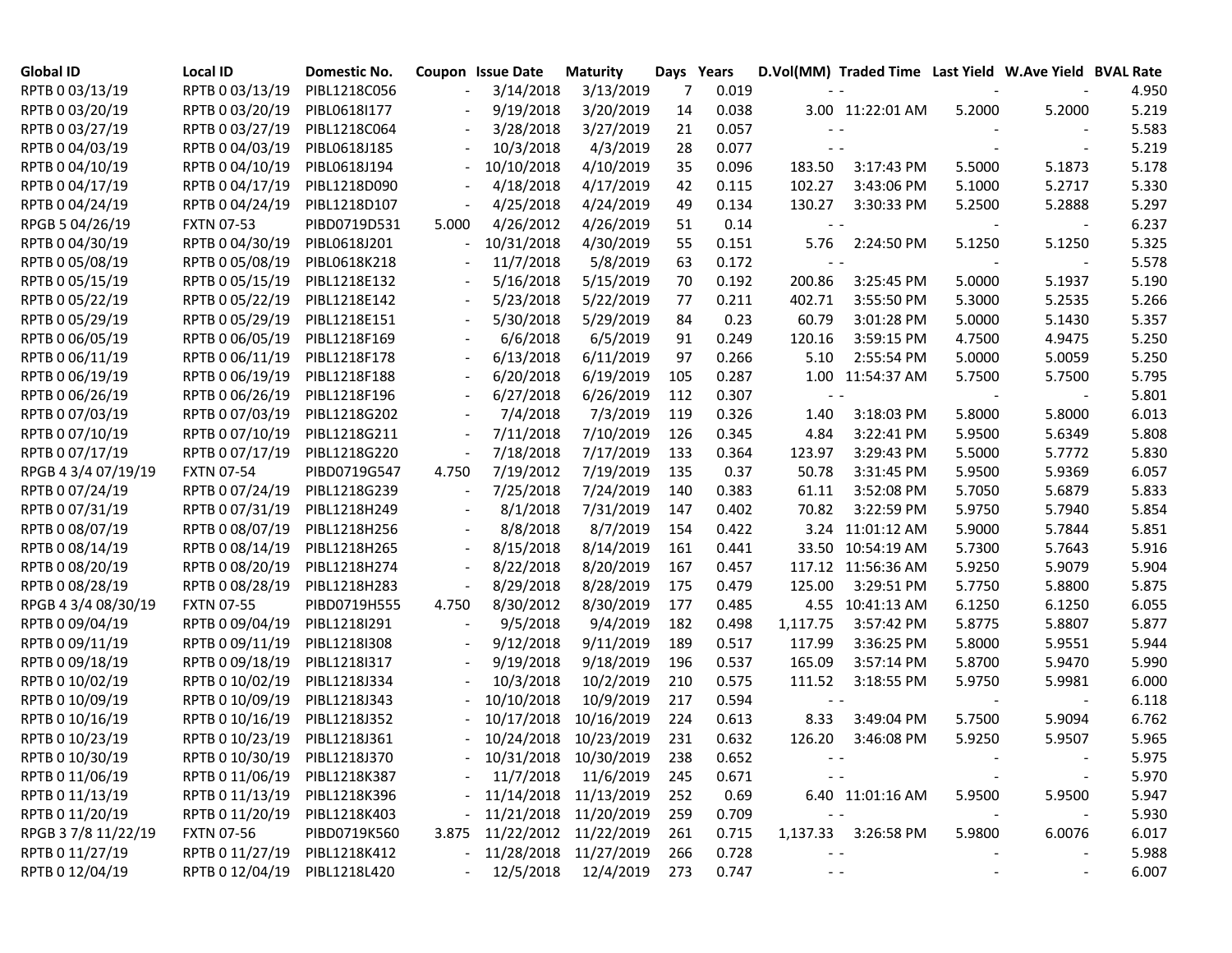| Global ID | Local ID | Domestic No. | Coupon | Issue Date | Maturity | Days | Years | D.Vol(MM) | Traded Time | Last Yield | W.Ave Yield | BVAL Rate |
|---|---|---|---|---|---|---|---|---|---|---|---|---|
| RPTB 0 03/13/19 | RPTB 0 03/13/19 | PIBL1218C056 | - | 3/14/2018 | 3/13/2019 | 7 | 0.019 | - - | | - | - | 4.950 |
| RPTB 0 03/20/19 | RPTB 0 03/20/19 | PIBL0618I177 | - | 9/19/2018 | 3/20/2019 | 14 | 0.038 | 3.00 | 11:22:01 AM | 5.2000 | 5.2000 | 5.219 |
| RPTB 0 03/27/19 | RPTB 0 03/27/19 | PIBL1218C064 | - | 3/28/2018 | 3/27/2019 | 21 | 0.057 | - - | | - | - | 5.583 |
| RPTB 0 04/03/19 | RPTB 0 04/03/19 | PIBL0618J185 | - | 10/3/2018 | 4/3/2019 | 28 | 0.077 | - - | | - | - | 5.219 |
| RPTB 0 04/10/19 | RPTB 0 04/10/19 | PIBL0618J194 | - | 10/10/2018 | 4/10/2019 | 35 | 0.096 | 183.50 | 3:17:43 PM | 5.5000 | 5.1873 | 5.178 |
| RPTB 0 04/17/19 | RPTB 0 04/17/19 | PIBL1218D090 | - | 4/18/2018 | 4/17/2019 | 42 | 0.115 | 102.27 | 3:43:06 PM | 5.1000 | 5.2717 | 5.330 |
| RPTB 0 04/24/19 | RPTB 0 04/24/19 | PIBL1218D107 | - | 4/25/2018 | 4/24/2019 | 49 | 0.134 | 130.27 | 3:30:33 PM | 5.2500 | 5.2888 | 5.297 |
| RPGB 5 04/26/19 | FXTN 07-53 | PIBD0719D531 | 5.000 | 4/26/2012 | 4/26/2019 | 51 | 0.14 | - - | | - | - | 6.237 |
| RPTB 0 04/30/19 | RPTB 0 04/30/19 | PIBL0618J201 | - | 10/31/2018 | 4/30/2019 | 55 | 0.151 | 5.76 | 2:24:50 PM | 5.1250 | 5.1250 | 5.325 |
| RPTB 0 05/08/19 | RPTB 0 05/08/19 | PIBL0618K218 | - | 11/7/2018 | 5/8/2019 | 63 | 0.172 | - - | | - | - | 5.578 |
| RPTB 0 05/15/19 | RPTB 0 05/15/19 | PIBL1218E132 | - | 5/16/2018 | 5/15/2019 | 70 | 0.192 | 200.86 | 3:25:45 PM | 5.0000 | 5.1937 | 5.190 |
| RPTB 0 05/22/19 | RPTB 0 05/22/19 | PIBL1218E142 | - | 5/23/2018 | 5/22/2019 | 77 | 0.211 | 402.71 | 3:55:50 PM | 5.3000 | 5.2535 | 5.266 |
| RPTB 0 05/29/19 | RPTB 0 05/29/19 | PIBL1218E151 | - | 5/30/2018 | 5/29/2019 | 84 | 0.23 | 60.79 | 3:01:28 PM | 5.0000 | 5.1430 | 5.357 |
| RPTB 0 06/05/19 | RPTB 0 06/05/19 | PIBL1218F169 | - | 6/6/2018 | 6/5/2019 | 91 | 0.249 | 120.16 | 3:59:15 PM | 4.7500 | 4.9475 | 5.250 |
| RPTB 0 06/11/19 | RPTB 0 06/11/19 | PIBL1218F178 | - | 6/13/2018 | 6/11/2019 | 97 | 0.266 | 5.10 | 2:55:54 PM | 5.0000 | 5.0059 | 5.250 |
| RPTB 0 06/19/19 | RPTB 0 06/19/19 | PIBL1218F188 | - | 6/20/2018 | 6/19/2019 | 105 | 0.287 | 1.00 | 11:54:37 AM | 5.7500 | 5.7500 | 5.795 |
| RPTB 0 06/26/19 | RPTB 0 06/26/19 | PIBL1218F196 | - | 6/27/2018 | 6/26/2019 | 112 | 0.307 | - - | | - | - | 5.801 |
| RPTB 0 07/03/19 | RPTB 0 07/03/19 | PIBL1218G202 | - | 7/4/2018 | 7/3/2019 | 119 | 0.326 | 1.40 | 3:18:03 PM | 5.8000 | 5.8000 | 6.013 |
| RPTB 0 07/10/19 | RPTB 0 07/10/19 | PIBL1218G211 | - | 7/11/2018 | 7/10/2019 | 126 | 0.345 | 4.84 | 3:22:41 PM | 5.9500 | 5.6349 | 5.808 |
| RPTB 0 07/17/19 | RPTB 0 07/17/19 | PIBL1218G220 | - | 7/18/2018 | 7/17/2019 | 133 | 0.364 | 123.97 | 3:29:43 PM | 5.5000 | 5.7772 | 5.830 |
| RPGB 4 3/4 07/19/19 | FXTN 07-54 | PIBD0719G547 | 4.750 | 7/19/2012 | 7/19/2019 | 135 | 0.37 | 50.78 | 3:31:45 PM | 5.9500 | 5.9369 | 6.057 |
| RPTB 0 07/24/19 | RPTB 0 07/24/19 | PIBL1218G239 | - | 7/25/2018 | 7/24/2019 | 140 | 0.383 | 61.11 | 3:52:08 PM | 5.7050 | 5.6879 | 5.833 |
| RPTB 0 07/31/19 | RPTB 0 07/31/19 | PIBL1218H249 | - | 8/1/2018 | 7/31/2019 | 147 | 0.402 | 70.82 | 3:22:59 PM | 5.9750 | 5.7940 | 5.854 |
| RPTB 0 08/07/19 | RPTB 0 08/07/19 | PIBL1218H256 | - | 8/8/2018 | 8/7/2019 | 154 | 0.422 | 3.24 | 11:01:12 AM | 5.9000 | 5.7844 | 5.851 |
| RPTB 0 08/14/19 | RPTB 0 08/14/19 | PIBL1218H265 | - | 8/15/2018 | 8/14/2019 | 161 | 0.441 | 33.50 | 10:54:19 AM | 5.7300 | 5.7643 | 5.916 |
| RPTB 0 08/20/19 | RPTB 0 08/20/19 | PIBL1218H274 | - | 8/22/2018 | 8/20/2019 | 167 | 0.457 | 117.12 | 11:56:36 AM | 5.9250 | 5.9079 | 5.904 |
| RPTB 0 08/28/19 | RPTB 0 08/28/19 | PIBL1218H283 | - | 8/29/2018 | 8/28/2019 | 175 | 0.479 | 125.00 | 3:29:51 PM | 5.7750 | 5.8800 | 5.875 |
| RPGB 4 3/4 08/30/19 | FXTN 07-55 | PIBD0719H555 | 4.750 | 8/30/2012 | 8/30/2019 | 177 | 0.485 | 4.55 | 10:41:13 AM | 6.1250 | 6.1250 | 6.055 |
| RPTB 0 09/04/19 | RPTB 0 09/04/19 | PIBL1218I291 | - | 9/5/2018 | 9/4/2019 | 182 | 0.498 | 1,117.75 | 3:57:42 PM | 5.8775 | 5.8807 | 5.877 |
| RPTB 0 09/11/19 | RPTB 0 09/11/19 | PIBL1218I308 | - | 9/12/2018 | 9/11/2019 | 189 | 0.517 | 117.99 | 3:36:25 PM | 5.8000 | 5.9551 | 5.944 |
| RPTB 0 09/18/19 | RPTB 0 09/18/19 | PIBL1218I317 | - | 9/19/2018 | 9/18/2019 | 196 | 0.537 | 165.09 | 3:57:14 PM | 5.8700 | 5.9470 | 5.990 |
| RPTB 0 10/02/19 | RPTB 0 10/02/19 | PIBL1218J334 | - | 10/3/2018 | 10/2/2019 | 210 | 0.575 | 111.52 | 3:18:55 PM | 5.9750 | 5.9981 | 6.000 |
| RPTB 0 10/09/19 | RPTB 0 10/09/19 | PIBL1218J343 | - | 10/10/2018 | 10/9/2019 | 217 | 0.594 | - - | | - | - | 6.118 |
| RPTB 0 10/16/19 | RPTB 0 10/16/19 | PIBL1218J352 | - | 10/17/2018 | 10/16/2019 | 224 | 0.613 | 8.33 | 3:49:04 PM | 5.7500 | 5.9094 | 6.762 |
| RPTB 0 10/23/19 | RPTB 0 10/23/19 | PIBL1218J361 | - | 10/24/2018 | 10/23/2019 | 231 | 0.632 | 126.20 | 3:46:08 PM | 5.9250 | 5.9507 | 5.965 |
| RPTB 0 10/30/19 | RPTB 0 10/30/19 | PIBL1218J370 | - | 10/31/2018 | 10/30/2019 | 238 | 0.652 | - - | | - | - | 5.975 |
| RPTB 0 11/06/19 | RPTB 0 11/06/19 | PIBL1218K387 | - | 11/7/2018 | 11/6/2019 | 245 | 0.671 | - - | | - | - | 5.970 |
| RPTB 0 11/13/19 | RPTB 0 11/13/19 | PIBL1218K396 | - | 11/14/2018 | 11/13/2019 | 252 | 0.69 | 6.40 | 11:01:16 AM | 5.9500 | 5.9500 | 5.947 |
| RPTB 0 11/20/19 | RPTB 0 11/20/19 | PIBL1218K403 | - | 11/21/2018 | 11/20/2019 | 259 | 0.709 | - - | | - | - | 5.930 |
| RPGB 3 7/8 11/22/19 | FXTN 07-56 | PIBD0719K560 | 3.875 | 11/22/2012 | 11/22/2019 | 261 | 0.715 | 1,137.33 | 3:26:58 PM | 5.9800 | 6.0076 | 6.017 |
| RPTB 0 11/27/19 | RPTB 0 11/27/19 | PIBL1218K412 | - | 11/28/2018 | 11/27/2019 | 266 | 0.728 | - - | | - | - | 5.988 |
| RPTB 0 12/04/19 | RPTB 0 12/04/19 | PIBL1218L420 | - | 12/5/2018 | 12/4/2019 | 273 | 0.747 | - - | | - | - | 6.007 |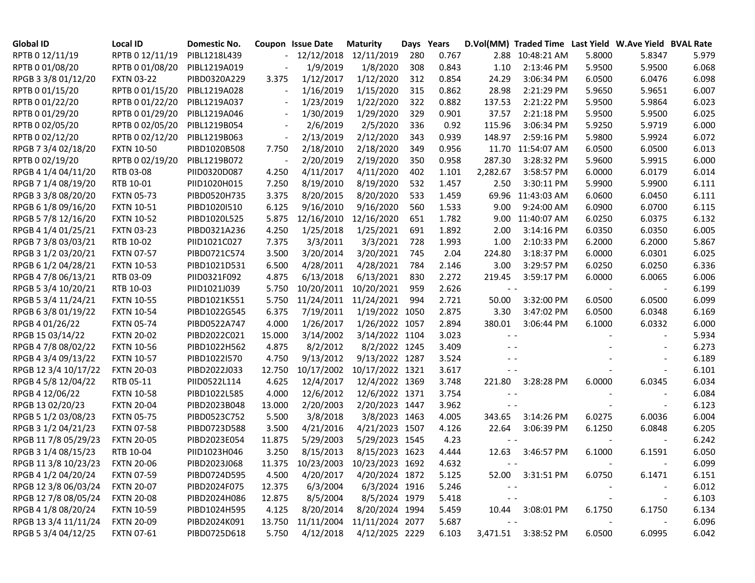| Global ID | Local ID | Domestic No. | Coupon | Issue Date | Maturity | Days | Years | D.Vol(MM) | Traded Time | Last Yield | W.Ave Yield | BVAL Rate |
|---|---|---|---|---|---|---|---|---|---|---|---|---|
| RPTB 0 12/11/19 | RPTB 0 12/11/19 | PIBL1218L439 | - | 12/12/2018 | 12/11/2019 | 280 | 0.767 | 2.88 | 10:48:21 AM | 5.8000 | 5.8347 | 5.979 |
| RPTB 0 01/08/20 | RPTB 0 01/08/20 | PIBL1219A019 | - | 1/9/2019 | 1/8/2020 | 308 | 0.843 | 1.10 | 2:13:46 PM | 5.9500 | 5.9500 | 6.068 |
| RPGB 3 3/8 01/12/20 | FXTN 03-22 | PIBD0320A229 | 3.375 | 1/12/2017 | 1/12/2020 | 312 | 0.854 | 24.29 | 3:06:34 PM | 6.0500 | 6.0476 | 6.098 |
| RPTB 0 01/15/20 | RPTB 0 01/15/20 | PIBL1219A028 | - | 1/16/2019 | 1/15/2020 | 315 | 0.862 | 28.98 | 2:21:29 PM | 5.9650 | 5.9651 | 6.007 |
| RPTB 0 01/22/20 | RPTB 0 01/22/20 | PIBL1219A037 | - | 1/23/2019 | 1/22/2020 | 322 | 0.882 | 137.53 | 2:21:22 PM | 5.9500 | 5.9864 | 6.023 |
| RPTB 0 01/29/20 | RPTB 0 01/29/20 | PIBL1219A046 | - | 1/30/2019 | 1/29/2020 | 329 | 0.901 | 37.57 | 2:21:18 PM | 5.9500 | 5.9500 | 6.025 |
| RPTB 0 02/05/20 | RPTB 0 02/05/20 | PIBL1219B054 | - | 2/6/2019 | 2/5/2020 | 336 | 0.92 | 115.96 | 3:06:34 PM | 5.9250 | 5.9719 | 6.000 |
| RPTB 0 02/12/20 | RPTB 0 02/12/20 | PIBL1219B063 | - | 2/13/2019 | 2/12/2020 | 343 | 0.939 | 148.97 | 2:59:16 PM | 5.9800 | 5.9924 | 6.072 |
| RPGB 7 3/4 02/18/20 | FXTN 10-50 | PIBD1020B508 | 7.750 | 2/18/2010 | 2/18/2020 | 349 | 0.956 | 11.70 | 11:54:07 AM | 6.0500 | 6.0500 | 6.013 |
| RPTB 0 02/19/20 | RPTB 0 02/19/20 | PIBL1219B072 | - | 2/20/2019 | 2/19/2020 | 350 | 0.958 | 287.30 | 3:28:32 PM | 5.9600 | 5.9915 | 6.000 |
| RPGB 4 1/4 04/11/20 | RTB 03-08 | PIID0320D087 | 4.250 | 4/11/2017 | 4/11/2020 | 402 | 1.101 | 2,282.67 | 3:58:57 PM | 6.0000 | 6.0179 | 6.014 |
| RPGB 7 1/4 08/19/20 | RTB 10-01 | PIID1020H015 | 7.250 | 8/19/2010 | 8/19/2020 | 532 | 1.457 | 2.50 | 3:30:11 PM | 5.9900 | 5.9900 | 6.111 |
| RPGB 3 3/8 08/20/20 | FXTN 05-73 | PIBD0520H735 | 3.375 | 8/20/2015 | 8/20/2020 | 533 | 1.459 | 69.96 | 11:43:03 AM | 6.0600 | 6.0450 | 6.111 |
| RPGB 6 1/8 09/16/20 | FXTN 10-51 | PIBD1020I510 | 6.125 | 9/16/2010 | 9/16/2020 | 560 | 1.533 | 9.00 | 9:24:00 AM | 6.0900 | 6.0700 | 6.115 |
| RPGB 5 7/8 12/16/20 | FXTN 10-52 | PIBD1020L525 | 5.875 | 12/16/2010 | 12/16/2020 | 651 | 1.782 | 9.00 | 11:40:07 AM | 6.0250 | 6.0375 | 6.132 |
| RPGB 4 1/4 01/25/21 | FXTN 03-23 | PIBD0321A236 | 4.250 | 1/25/2018 | 1/25/2021 | 691 | 1.892 | 2.00 | 3:14:16 PM | 6.0350 | 6.0350 | 6.005 |
| RPGB 7 3/8 03/03/21 | RTB 10-02 | PIID1021C027 | 7.375 | 3/3/2011 | 3/3/2021 | 728 | 1.993 | 1.00 | 2:10:33 PM | 6.2000 | 6.2000 | 5.867 |
| RPGB 3 1/2 03/20/21 | FXTN 07-57 | PIBD0721C574 | 3.500 | 3/20/2014 | 3/20/2021 | 745 | 2.04 | 224.80 | 3:18:37 PM | 6.0000 | 6.0301 | 6.025 |
| RPGB 6 1/2 04/28/21 | FXTN 10-53 | PIBD1021D531 | 6.500 | 4/28/2011 | 4/28/2021 | 784 | 2.146 | 3.00 | 3:29:57 PM | 6.0250 | 6.0250 | 6.336 |
| RPGB 4 7/8 06/13/21 | RTB 03-09 | PIID0321F092 | 4.875 | 6/13/2018 | 6/13/2021 | 830 | 2.272 | 219.45 | 3:59:17 PM | 6.0000 | 6.0065 | 6.006 |
| RPGB 5 3/4 10/20/21 | RTB 10-03 | PIID1021J039 | 5.750 | 10/20/2011 | 10/20/2021 | 959 | 2.626 | - - | | - | - | 6.199 |
| RPGB 5 3/4 11/24/21 | FXTN 10-55 | PIBD1021K551 | 5.750 | 11/24/2011 | 11/24/2021 | 994 | 2.721 | 50.00 | 3:32:00 PM | 6.0500 | 6.0500 | 6.099 |
| RPGB 6 3/8 01/19/22 | FXTN 10-54 | PIBD1022G545 | 6.375 | 7/19/2011 | 1/19/2022 | 1050 | 2.875 | 3.30 | 3:47:02 PM | 6.0500 | 6.0348 | 6.169 |
| RPGB 4 01/26/22 | FXTN 05-74 | PIBD0522A747 | 4.000 | 1/26/2017 | 1/26/2022 | 1057 | 2.894 | 380.01 | 3:06:44 PM | 6.1000 | 6.0332 | 6.000 |
| RPGB 15 03/14/22 | FXTN 20-02 | PIBD2022C021 | 15.000 | 3/14/2002 | 3/14/2022 | 1104 | 3.023 | - - | | - | - | 5.934 |
| RPGB 4 7/8 08/02/22 | FXTN 10-56 | PIBD1022H562 | 4.875 | 8/2/2012 | 8/2/2022 | 1245 | 3.409 | - - | | - | - | 6.273 |
| RPGB 4 3/4 09/13/22 | FXTN 10-57 | PIBD1022I570 | 4.750 | 9/13/2012 | 9/13/2022 | 1287 | 3.524 | - - | | - | - | 6.189 |
| RPGB 12 3/4 10/17/22 | FXTN 20-03 | PIBD2022J033 | 12.750 | 10/17/2002 | 10/17/2022 | 1321 | 3.617 | - - | | - | - | 6.101 |
| RPGB 4 5/8 12/04/22 | RTB 05-11 | PIID0522L114 | 4.625 | 12/4/2017 | 12/4/2022 | 1369 | 3.748 | 221.80 | 3:28:28 PM | 6.0000 | 6.0345 | 6.034 |
| RPGB 4 12/06/22 | FXTN 10-58 | PIBD1022L585 | 4.000 | 12/6/2012 | 12/6/2022 | 1371 | 3.754 | - - | | - | - | 6.084 |
| RPGB 13 02/20/23 | FXTN 20-04 | PIBD2023B048 | 13.000 | 2/20/2003 | 2/20/2023 | 1447 | 3.962 | - - | | - | - | 6.123 |
| RPGB 5 1/2 03/08/23 | FXTN 05-75 | PIBD0523C752 | 5.500 | 3/8/2018 | 3/8/2023 | 1463 | 4.005 | 343.65 | 3:14:26 PM | 6.0275 | 6.0036 | 6.004 |
| RPGB 3 1/2 04/21/23 | FXTN 07-58 | PIBD0723D588 | 3.500 | 4/21/2016 | 4/21/2023 | 1507 | 4.126 | 22.64 | 3:06:39 PM | 6.1250 | 6.0848 | 6.205 |
| RPGB 11 7/8 05/29/23 | FXTN 20-05 | PIBD2023E054 | 11.875 | 5/29/2003 | 5/29/2023 | 1545 | 4.23 | - - | | - | - | 6.242 |
| RPGB 3 1/4 08/15/23 | RTB 10-04 | PIID1023H046 | 3.250 | 8/15/2013 | 8/15/2023 | 1623 | 4.444 | 12.63 | 3:46:57 PM | 6.1000 | 6.1591 | 6.050 |
| RPGB 11 3/8 10/23/23 | FXTN 20-06 | PIBD2023J068 | 11.375 | 10/23/2003 | 10/23/2023 | 1692 | 4.632 | - - | | - | - | 6.099 |
| RPGB 4 1/2 04/20/24 | FXTN 07-59 | PIBD0724D595 | 4.500 | 4/20/2017 | 4/20/2024 | 1872 | 5.125 | 52.00 | 3:31:51 PM | 6.0750 | 6.1471 | 6.151 |
| RPGB 12 3/8 06/03/24 | FXTN 20-07 | PIBD2024F075 | 12.375 | 6/3/2004 | 6/3/2024 | 1916 | 5.246 | - - | | - | - | 6.012 |
| RPGB 12 7/8 08/05/24 | FXTN 20-08 | PIBD2024H086 | 12.875 | 8/5/2004 | 8/5/2024 | 1979 | 5.418 | - - | | - | - | 6.103 |
| RPGB 4 1/8 08/20/24 | FXTN 10-59 | PIBD1024H595 | 4.125 | 8/20/2014 | 8/20/2024 | 1994 | 5.459 | 10.44 | 3:08:01 PM | 6.1750 | 6.1750 | 6.134 |
| RPGB 13 3/4 11/11/24 | FXTN 20-09 | PIBD2024K091 | 13.750 | 11/11/2004 | 11/11/2024 | 2077 | 5.687 | - - | | - | - | 6.096 |
| RPGB 5 3/4 04/12/25 | FXTN 07-61 | PIBD0725D618 | 5.750 | 4/12/2018 | 4/12/2025 | 2229 | 6.103 | 3,471.51 | 3:38:52 PM | 6.0500 | 6.0995 | 6.042 |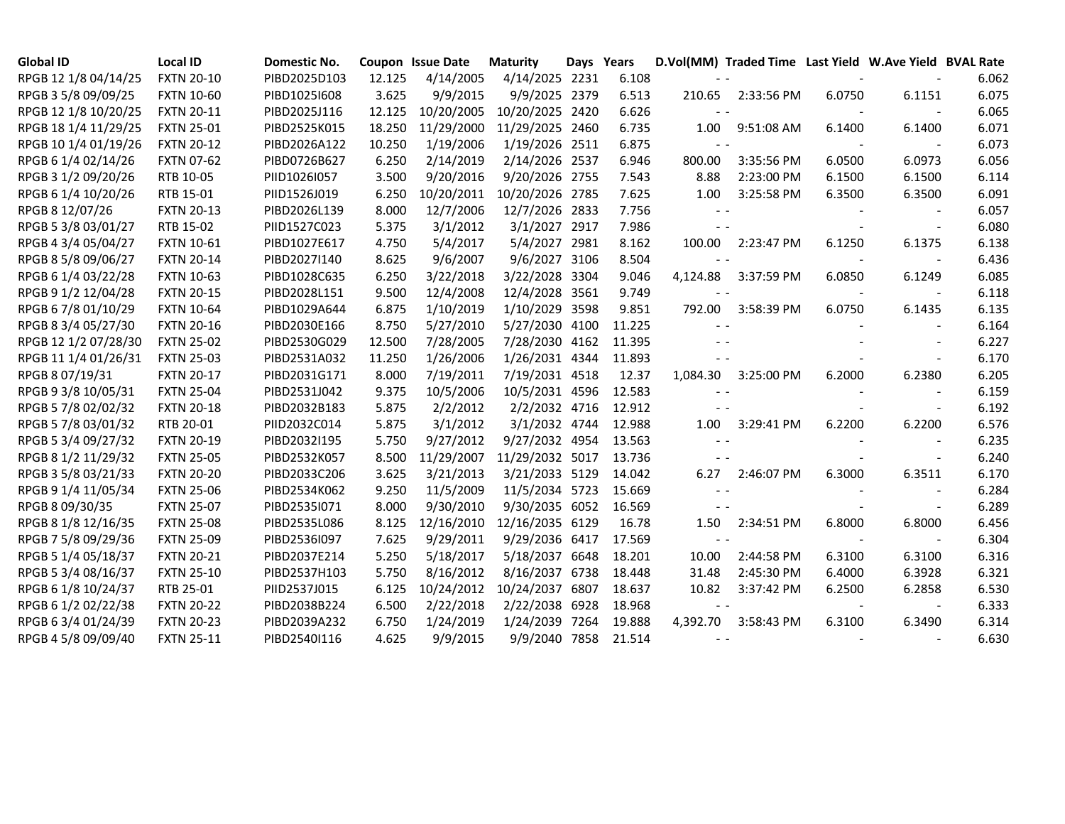| Global ID | Local ID | Domestic No. | Coupon | Issue Date | Maturity | Days | Years | D.Vol(MM) | Traded Time | Last Yield | W.Ave Yield | BVAL Rate |
|---|---|---|---|---|---|---|---|---|---|---|---|---|
| RPGB 12 1/8 04/14/25 | FXTN 20-10 | PIBD2025D103 | 12.125 | 4/14/2005 | 4/14/2025 | 2231 | 6.108 | - - | | - | - | 6.062 |
| RPGB 3 5/8 09/09/25 | FXTN 10-60 | PIBD1025I608 | 3.625 | 9/9/2015 | 9/9/2025 | 2379 | 6.513 | 210.65 | 2:33:56 PM | 6.0750 | 6.1151 | 6.075 |
| RPGB 12 1/8 10/20/25 | FXTN 20-11 | PIBD2025J116 | 12.125 | 10/20/2005 | 10/20/2025 | 2420 | 6.626 | - - | | - | - | 6.065 |
| RPGB 18 1/4 11/29/25 | FXTN 25-01 | PIBD2525K015 | 18.250 | 11/29/2000 | 11/29/2025 | 2460 | 6.735 | 1.00 | 9:51:08 AM | 6.1400 | 6.1400 | 6.071 |
| RPGB 10 1/4 01/19/26 | FXTN 20-12 | PIBD2026A122 | 10.250 | 1/19/2006 | 1/19/2026 | 2511 | 6.875 | - - | | - | - | 6.073 |
| RPGB 6 1/4 02/14/26 | FXTN 07-62 | PIBD0726B627 | 6.250 | 2/14/2019 | 2/14/2026 | 2537 | 6.946 | 800.00 | 3:35:56 PM | 6.0500 | 6.0973 | 6.056 |
| RPGB 3 1/2 09/20/26 | RTB 10-05 | PIID1026I057 | 3.500 | 9/20/2016 | 9/20/2026 | 2755 | 7.543 | 8.88 | 2:23:00 PM | 6.1500 | 6.1500 | 6.114 |
| RPGB 6 1/4 10/20/26 | RTB 15-01 | PIID1526J019 | 6.250 | 10/20/2011 | 10/20/2026 | 2785 | 7.625 | 1.00 | 3:25:58 PM | 6.3500 | 6.3500 | 6.091 |
| RPGB 8 12/07/26 | FXTN 20-13 | PIBD2026L139 | 8.000 | 12/7/2006 | 12/7/2026 | 2833 | 7.756 | - - | | - | - | 6.057 |
| RPGB 5 3/8 03/01/27 | RTB 15-02 | PIID1527C023 | 5.375 | 3/1/2012 | 3/1/2027 | 2917 | 7.986 | - - | | - | - | 6.080 |
| RPGB 4 3/4 05/04/27 | FXTN 10-61 | PIBD1027E617 | 4.750 | 5/4/2017 | 5/4/2027 | 2981 | 8.162 | 100.00 | 2:23:47 PM | 6.1250 | 6.1375 | 6.138 |
| RPGB 8 5/8 09/06/27 | FXTN 20-14 | PIBD2027I140 | 8.625 | 9/6/2007 | 9/6/2027 | 3106 | 8.504 | - - | | - | - | 6.436 |
| RPGB 6 1/4 03/22/28 | FXTN 10-63 | PIBD1028C635 | 6.250 | 3/22/2018 | 3/22/2028 | 3304 | 9.046 | 4,124.88 | 3:37:59 PM | 6.0850 | 6.1249 | 6.085 |
| RPGB 9 1/2 12/04/28 | FXTN 20-15 | PIBD2028L151 | 9.500 | 12/4/2008 | 12/4/2028 | 3561 | 9.749 | - - | | - | - | 6.118 |
| RPGB 6 7/8 01/10/29 | FXTN 10-64 | PIBD1029A644 | 6.875 | 1/10/2019 | 1/10/2029 | 3598 | 9.851 | 792.00 | 3:58:39 PM | 6.0750 | 6.1435 | 6.135 |
| RPGB 8 3/4 05/27/30 | FXTN 20-16 | PIBD2030E166 | 8.750 | 5/27/2010 | 5/27/2030 | 4100 | 11.225 | - - | | - | - | 6.164 |
| RPGB 12 1/2 07/28/30 | FXTN 25-02 | PIBD2530G029 | 12.500 | 7/28/2005 | 7/28/2030 | 4162 | 11.395 | - - | | - | - | 6.227 |
| RPGB 11 1/4 01/26/31 | FXTN 25-03 | PIBD2531A032 | 11.250 | 1/26/2006 | 1/26/2031 | 4344 | 11.893 | - - | | - | - | 6.170 |
| RPGB 8 07/19/31 | FXTN 20-17 | PIBD2031G171 | 8.000 | 7/19/2011 | 7/19/2031 | 4518 | 12.37 | 1,084.30 | 3:25:00 PM | 6.2000 | 6.2380 | 6.205 |
| RPGB 9 3/8 10/05/31 | FXTN 25-04 | PIBD2531J042 | 9.375 | 10/5/2006 | 10/5/2031 | 4596 | 12.583 | - - | | - | - | 6.159 |
| RPGB 5 7/8 02/02/32 | FXTN 20-18 | PIBD2032B183 | 5.875 | 2/2/2012 | 2/2/2032 | 4716 | 12.912 | - - | | - | - | 6.192 |
| RPGB 5 7/8 03/01/32 | RTB 20-01 | PIID2032C014 | 5.875 | 3/1/2012 | 3/1/2032 | 4744 | 12.988 | 1.00 | 3:29:41 PM | 6.2200 | 6.2200 | 6.576 |
| RPGB 5 3/4 09/27/32 | FXTN 20-19 | PIBD2032I195 | 5.750 | 9/27/2012 | 9/27/2032 | 4954 | 13.563 | - - | | - | - | 6.235 |
| RPGB 8 1/2 11/29/32 | FXTN 25-05 | PIBD2532K057 | 8.500 | 11/29/2007 | 11/29/2032 | 5017 | 13.736 | - - | | - | - | 6.240 |
| RPGB 3 5/8 03/21/33 | FXTN 20-20 | PIBD2033C206 | 3.625 | 3/21/2013 | 3/21/2033 | 5129 | 14.042 | 6.27 | 2:46:07 PM | 6.3000 | 6.3511 | 6.170 |
| RPGB 9 1/4 11/05/34 | FXTN 25-06 | PIBD2534K062 | 9.250 | 11/5/2009 | 11/5/2034 | 5723 | 15.669 | - - | | - | - | 6.284 |
| RPGB 8 09/30/35 | FXTN 25-07 | PIBD2535I071 | 8.000 | 9/30/2010 | 9/30/2035 | 6052 | 16.569 | - - | | - | - | 6.289 |
| RPGB 8 1/8 12/16/35 | FXTN 25-08 | PIBD2535L086 | 8.125 | 12/16/2010 | 12/16/2035 | 6129 | 16.78 | 1.50 | 2:34:51 PM | 6.8000 | 6.8000 | 6.456 |
| RPGB 7 5/8 09/29/36 | FXTN 25-09 | PIBD2536I097 | 7.625 | 9/29/2011 | 9/29/2036 | 6417 | 17.569 | - - | | - | - | 6.304 |
| RPGB 5 1/4 05/18/37 | FXTN 20-21 | PIBD2037E214 | 5.250 | 5/18/2017 | 5/18/2037 | 6648 | 18.201 | 10.00 | 2:44:58 PM | 6.3100 | 6.3100 | 6.316 |
| RPGB 5 3/4 08/16/37 | FXTN 25-10 | PIBD2537H103 | 5.750 | 8/16/2012 | 8/16/2037 | 6738 | 18.448 | 31.48 | 2:45:30 PM | 6.4000 | 6.3928 | 6.321 |
| RPGB 6 1/8 10/24/37 | RTB 25-01 | PIID2537J015 | 6.125 | 10/24/2012 | 10/24/2037 | 6807 | 18.637 | 10.82 | 3:37:42 PM | 6.2500 | 6.2858 | 6.530 |
| RPGB 6 1/2 02/22/38 | FXTN 20-22 | PIBD2038B224 | 6.500 | 2/22/2018 | 2/22/2038 | 6928 | 18.968 | - - | | - | - | 6.333 |
| RPGB 6 3/4 01/24/39 | FXTN 20-23 | PIBD2039A232 | 6.750 | 1/24/2019 | 1/24/2039 | 7264 | 19.888 | 4,392.70 | 3:58:43 PM | 6.3100 | 6.3490 | 6.314 |
| RPGB 4 5/8 09/09/40 | FXTN 25-11 | PIBD2540I116 | 4.625 | 9/9/2015 | 9/9/2040 | 7858 | 21.514 | - - | | - | - | 6.630 |